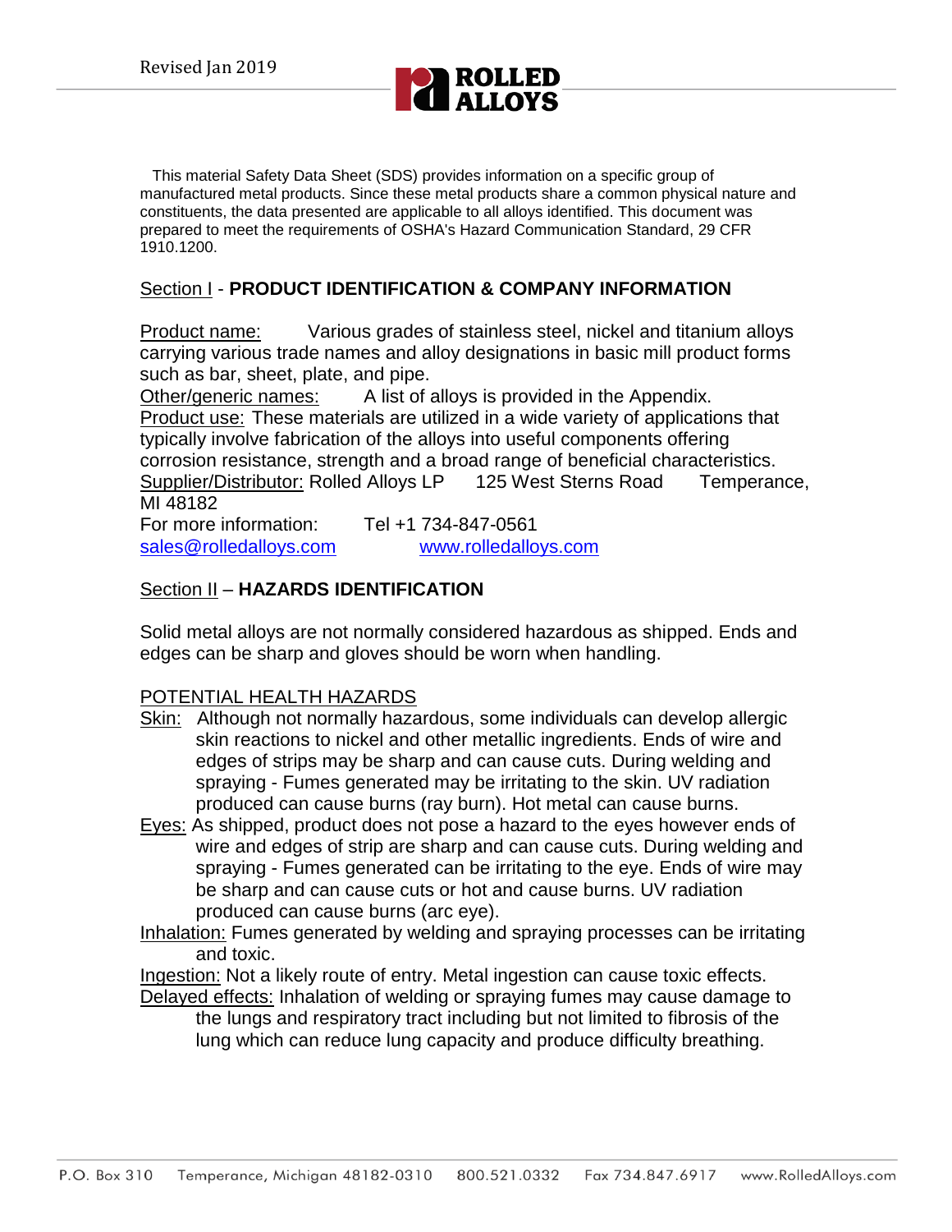Revised Jan 2019

This material Safety Data Sheet (SDS) provides information on a specific group of manufactured metal products. Since these metal products share a common physical nature and constituents, the data presented are applicable to all alloys identified. This document was prepared to meet the requirements of OSHA's Hazard Communication Standard, 29 CFR 1910.1200.

## Section I - **PRODUCT IDENTIFICATION & COMPANY INFORMATION**

Product name: Various grades of stainless steel, nickel and titanium alloys carrying various trade names and alloy designations in basic mill product forms such as bar, sheet, plate, and pipe.
Other/generic names: A list of alloys is provided in the Appendix.
Product use: These materials are utilized in a wide variety of applications that typically involve fabrication of the alloys into useful components offering corrosion resistance, strength and a broad range of beneficial characteristics.
Supplier/Distributor: Rolled Alloys LP 125 West Sterns Road Temperance, MI 48182
For more information: Tel +1 734-847-0561
sales@rolledalloys.com www.rolledalloys.com

## Section II – **HAZARDS IDENTIFICATION**

Solid metal alloys are not normally considered hazardous as shipped. Ends and edges can be sharp and gloves should be worn when handling.

POTENTIAL HEALTH HAZARDS

Skin: Although not normally hazardous, some individuals can develop allergic skin reactions to nickel and other metallic ingredients. Ends of wire and edges of strips may be sharp and can cause cuts. During welding and spraying - Fumes generated may be irritating to the skin. UV radiation produced can cause burns (ray burn). Hot metal can cause burns.

Eyes: As shipped, product does not pose a hazard to the eyes however ends of wire and edges of strip are sharp and can cause cuts. During welding and spraying - Fumes generated can be irritating to the eye. Ends of wire may be sharp and can cause cuts or hot and cause burns. UV radiation produced can cause burns (arc eye).

Inhalation: Fumes generated by welding and spraying processes can be irritating and toxic.

Ingestion: Not a likely route of entry. Metal ingestion can cause toxic effects.

Delayed effects: Inhalation of welding or spraying fumes may cause damage to the lungs and respiratory tract including but not limited to fibrosis of the lung which can reduce lung capacity and produce difficulty breathing.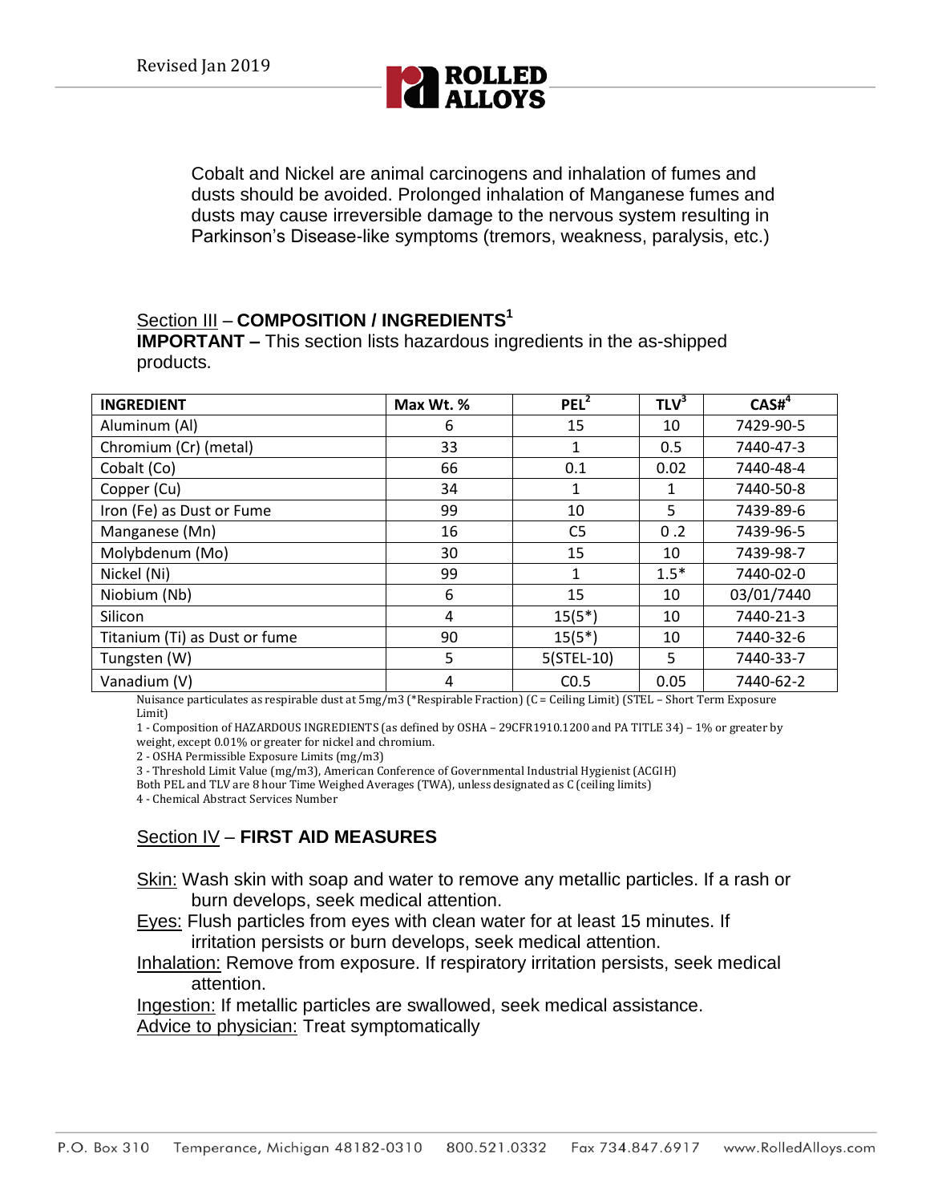Cobalt and Nickel are animal carcinogens and inhalation of fumes and dusts should be avoided. Prolonged inhalation of Manganese fumes and dusts may cause irreversible damage to the nervous system resulting in Parkinson's Disease-like symptoms (tremors, weakness, paralysis, etc.)

## Section III – COMPOSITION / INGREDIENTS[1]

**IMPORTANT –** This section lists hazardous ingredients in the as-shipped products.

| INGREDIENT | Max Wt. % | PEL[2] | TLV[3] | CAS#[4] |
|---|---|---|---|---|
| Aluminum (Al) | 6 | 15 | 10 | 7429-90-5 |
| Chromium (Cr) (metal) | 33 | 1 | 0.5 | 7440-47-3 |
| Cobalt (Co) | 66 | 0.1 | 0.02 | 7440-48-4 |
| Copper (Cu) | 34 | 1 | 1 | 7440-50-8 |
| Iron (Fe) as Dust or Fume | 99 | 10 | 5 | 7439-89-6 |
| Manganese (Mn) | 16 | C5 | 0 .2 | 7439-96-5 |
| Molybdenum (Mo) | 30 | 15 | 10 | 7439-98-7 |
| Nickel (Ni) | 99 | 1 | 1.5* | 7440-02-0 |
| Niobium (Nb) | 6 | 15 | 10 | 03/01/7440 |
| Silicon | 4 | 15(5*) | 10 | 7440-21-3 |
| Titanium (Ti) as Dust or fume | 90 | 15(5*) | 10 | 7440-32-6 |
| Tungsten (W) | 5 | 5(STEL-10) | 5 | 7440-33-7 |
| Vanadium (V) | 4 | C0.5 | 0.05 | 7440-62-2 |

Nuisance particulates as respirable dust at 5mg/m3 (*Respirable Fraction) (C = Ceiling Limit) (STEL – Short Term Exposure Limit)

1 - Composition of HAZARDOUS INGREDIENTS (as defined by OSHA – 29CFR1910.1200 and PA TITLE 34) – 1% or greater by weight, except 0.01% or greater for nickel and chromium.

2 - OSHA Permissible Exposure Limits (mg/m3)

3 - Threshold Limit Value (mg/m3), American Conference of Governmental Industrial Hygienist (ACGIH)

Both PEL and TLV are 8 hour Time Weighed Averages (TWA), unless designated as C (ceiling limits)

4 - Chemical Abstract Services Number

## Section IV – FIRST AID MEASURES

Skin: Wash skin with soap and water to remove any metallic particles. If a rash or burn develops, seek medical attention.

Eyes: Flush particles from eyes with clean water for at least 15 minutes. If irritation persists or burn develops, seek medical attention.

Inhalation: Remove from exposure. If respiratory irritation persists, seek medical attention.

Ingestion: If metallic particles are swallowed, seek medical assistance.

Advice to physician: Treat symptomatically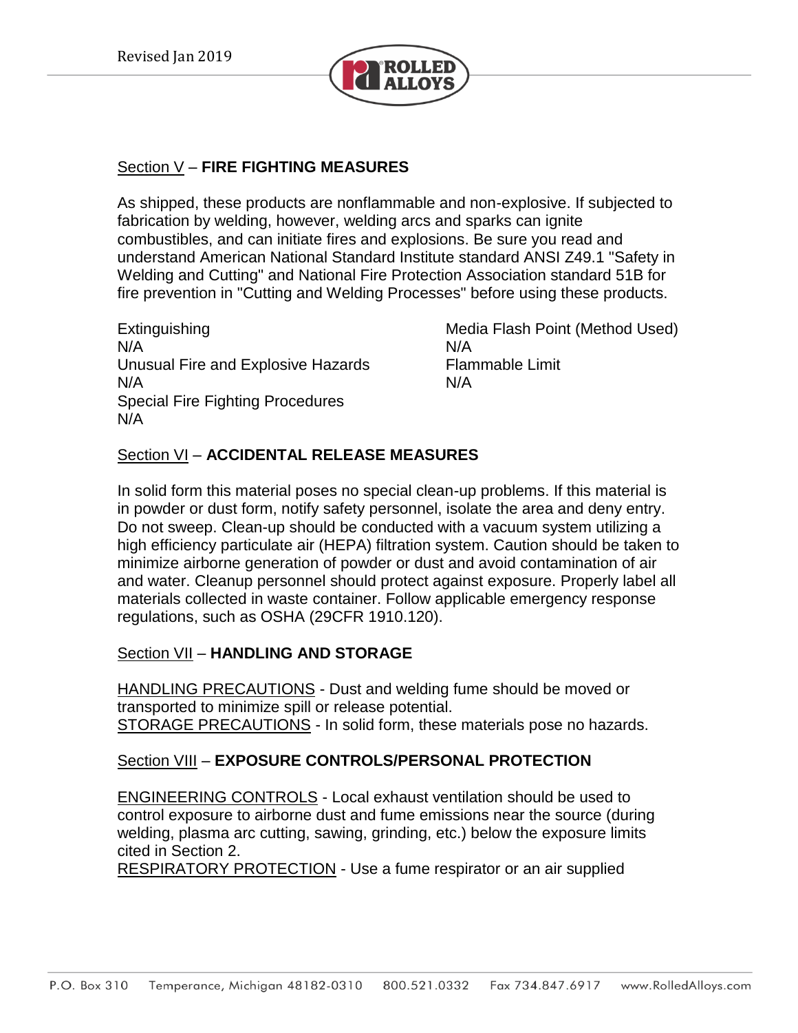## Section V – **FIRE FIGHTING MEASURES**

As shipped, these products are nonflammable and non-explosive. If subjected to fabrication by welding, however, welding arcs and sparks can ignite combustibles, and can initiate fires and explosions. Be sure you read and understand American National Standard Institute standard ANSI Z49.1 "Safety in Welding and Cutting" and National Fire Protection Association standard 51B for fire prevention in "Cutting and Welding Processes" before using these products.

Extinguishing
N/A
Unusual Fire and Explosive Hazards
N/A
Special Fire Fighting Procedures
N/A

Media Flash Point (Method Used)
N/A
Flammable Limit
N/A

## Section VI – **ACCIDENTAL RELEASE MEASURES**

In solid form this material poses no special clean-up problems. If this material is in powder or dust form, notify safety personnel, isolate the area and deny entry. Do not sweep. Clean-up should be conducted with a vacuum system utilizing a high efficiency particulate air (HEPA) filtration system. Caution should be taken to minimize airborne generation of powder or dust and avoid contamination of air and water. Cleanup personnel should protect against exposure. Properly label all materials collected in waste container. Follow applicable emergency response regulations, such as OSHA (29CFR 1910.120).

## Section VII – **HANDLING AND STORAGE**

HANDLING PRECAUTIONS - Dust and welding fume should be moved or transported to minimize spill or release potential.
STORAGE PRECAUTIONS - In solid form, these materials pose no hazards.

## Section VIII – **EXPOSURE CONTROLS/PERSONAL PROTECTION**

ENGINEERING CONTROLS - Local exhaust ventilation should be used to control exposure to airborne dust and fume emissions near the source (during welding, plasma arc cutting, sawing, grinding, etc.) below the exposure limits cited in Section 2.
RESPIRATORY PROTECTION - Use a fume respirator or an air supplied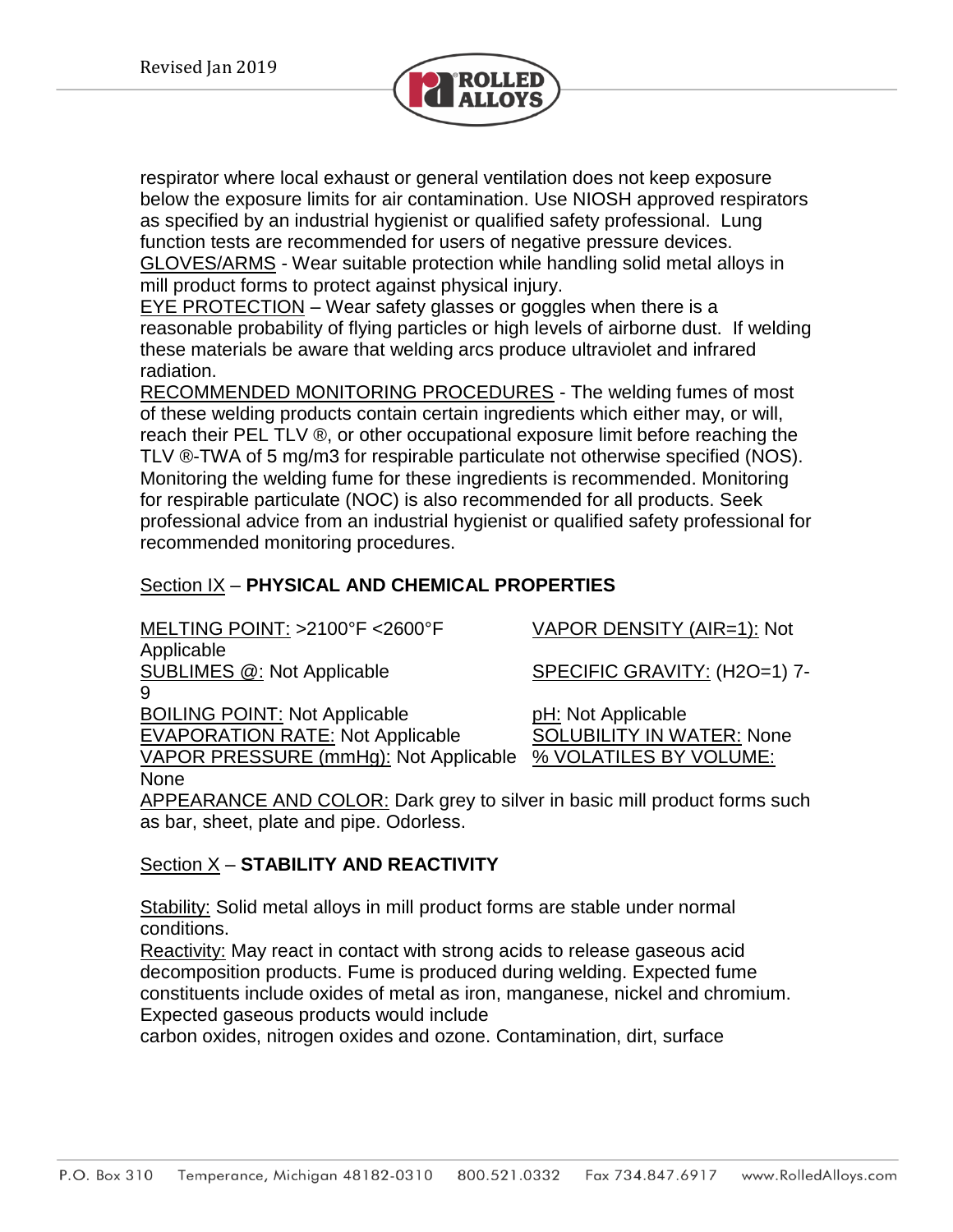respirator where local exhaust or general ventilation does not keep exposure below the exposure limits for air contamination. Use NIOSH approved respirators as specified by an industrial hygienist or qualified safety professional. Lung function tests are recommended for users of negative pressure devices.

GLOVES/ARMS - Wear suitable protection while handling solid metal alloys in mill product forms to protect against physical injury.

EYE PROTECTION – Wear safety glasses or goggles when there is a reasonable probability of flying particles or high levels of airborne dust. If welding these materials be aware that welding arcs produce ultraviolet and infrared radiation.

RECOMMENDED MONITORING PROCEDURES - The welding fumes of most of these welding products contain certain ingredients which either may, or will, reach their PEL TLV ®, or other occupational exposure limit before reaching the TLV ®-TWA of 5 mg/m3 for respirable particulate not otherwise specified (NOS). Monitoring the welding fume for these ingredients is recommended. Monitoring for respirable particulate (NOC) is also recommended for all products. Seek professional advice from an industrial hygienist or qualified safety professional for recommended monitoring procedures.

## Section IX – **PHYSICAL AND CHEMICAL PROPERTIES**

MELTING POINT: >2100°F <2600°F

SUBLIMES @: Not Applicable

BOILING POINT: Not Applicable

EVAPORATION RATE: Not Applicable

VAPOR PRESSURE (mmHg): Not Applicable

VAPOR DENSITY (AIR=1): Not Applicable

SPECIFIC GRAVITY: (H2O=1) 7-9

pH: Not Applicable

SOLUBILITY IN WATER: None

% VOLATILES BY VOLUME: None

APPEARANCE AND COLOR: Dark grey to silver in basic mill product forms such as bar, sheet, plate and pipe. Odorless.

## Section X – **STABILITY AND REACTIVITY**

Stability: Solid metal alloys in mill product forms are stable under normal conditions.

Reactivity: May react in contact with strong acids to release gaseous acid decomposition products. Fume is produced during welding. Expected fume constituents include oxides of metal as iron, manganese, nickel and chromium. Expected gaseous products would include carbon oxides, nitrogen oxides and ozone. Contamination, dirt, surface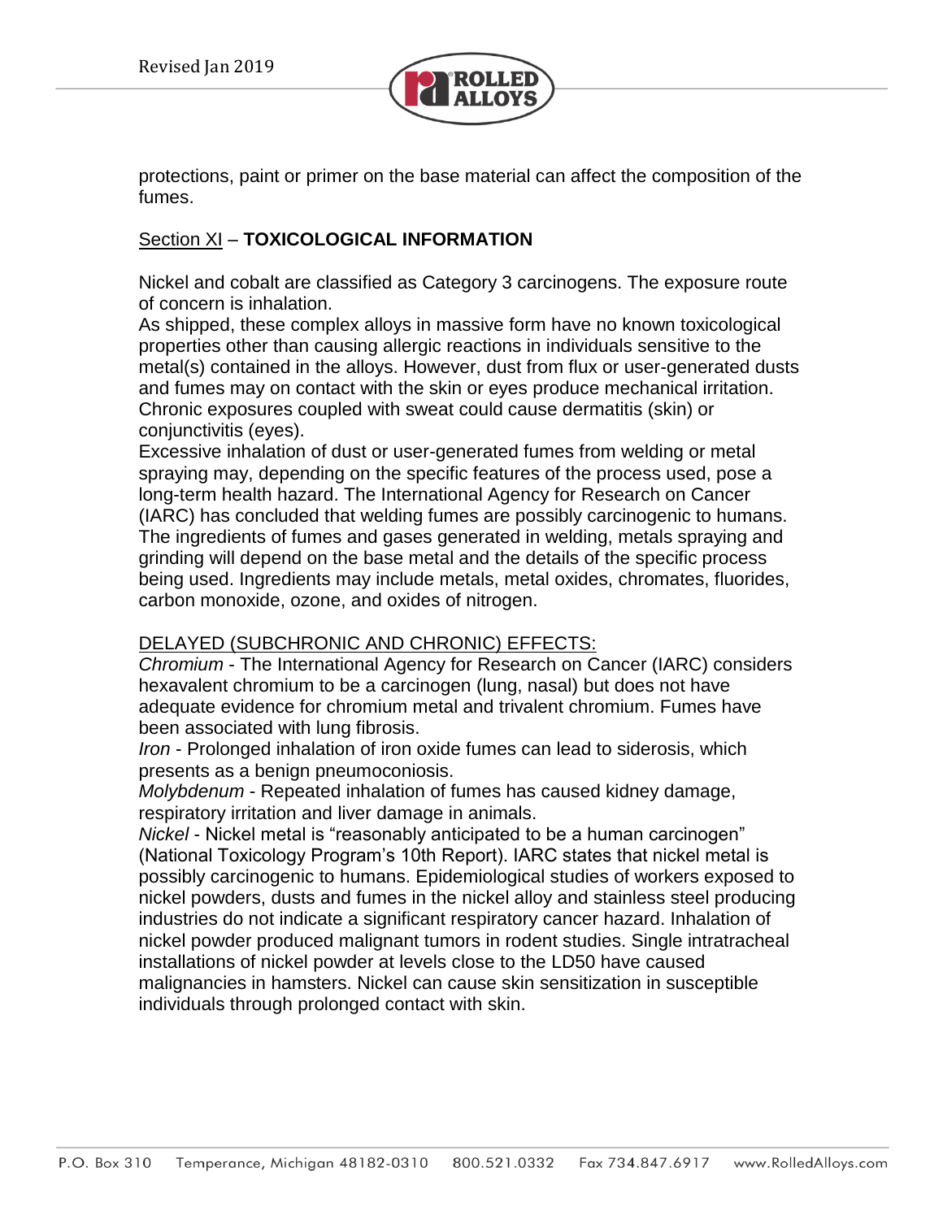protections, paint or primer on the base material can affect the composition of the fumes.

## Section XI – **TOXICOLOGICAL INFORMATION**

Nickel and cobalt are classified as Category 3 carcinogens. The exposure route of concern is inhalation.
As shipped, these complex alloys in massive form have no known toxicological properties other than causing allergic reactions in individuals sensitive to the metal(s) contained in the alloys. However, dust from flux or user-generated dusts and fumes may on contact with the skin or eyes produce mechanical irritation. Chronic exposures coupled with sweat could cause dermatitis (skin) or conjunctivitis (eyes).
Excessive inhalation of dust or user-generated fumes from welding or metal spraying may, depending on the specific features of the process used, pose a long-term health hazard. The International Agency for Research on Cancer (IARC) has concluded that welding fumes are possibly carcinogenic to humans. The ingredients of fumes and gases generated in welding, metals spraying and grinding will depend on the base metal and the details of the specific process being used. Ingredients may include metals, metal oxides, chromates, fluorides, carbon monoxide, ozone, and oxides of nitrogen.

### DELAYED (SUBCHRONIC AND CHRONIC) EFFECTS:

*Chromium* - The International Agency for Research on Cancer (IARC) considers hexavalent chromium to be a carcinogen (lung, nasal) but does not have adequate evidence for chromium metal and trivalent chromium. Fumes have been associated with lung fibrosis.
*Iron* - Prolonged inhalation of iron oxide fumes can lead to siderosis, which presents as a benign pneumoconiosis.
*Molybdenum* - Repeated inhalation of fumes has caused kidney damage, respiratory irritation and liver damage in animals.
*Nickel* - Nickel metal is "reasonably anticipated to be a human carcinogen" (National Toxicology Program's 10th Report). IARC states that nickel metal is possibly carcinogenic to humans. Epidemiological studies of workers exposed to nickel powders, dusts and fumes in the nickel alloy and stainless steel producing industries do not indicate a significant respiratory cancer hazard. Inhalation of nickel powder produced malignant tumors in rodent studies. Single intratracheal installations of nickel powder at levels close to the LD50 have caused malignancies in hamsters. Nickel can cause skin sensitization in susceptible individuals through prolonged contact with skin.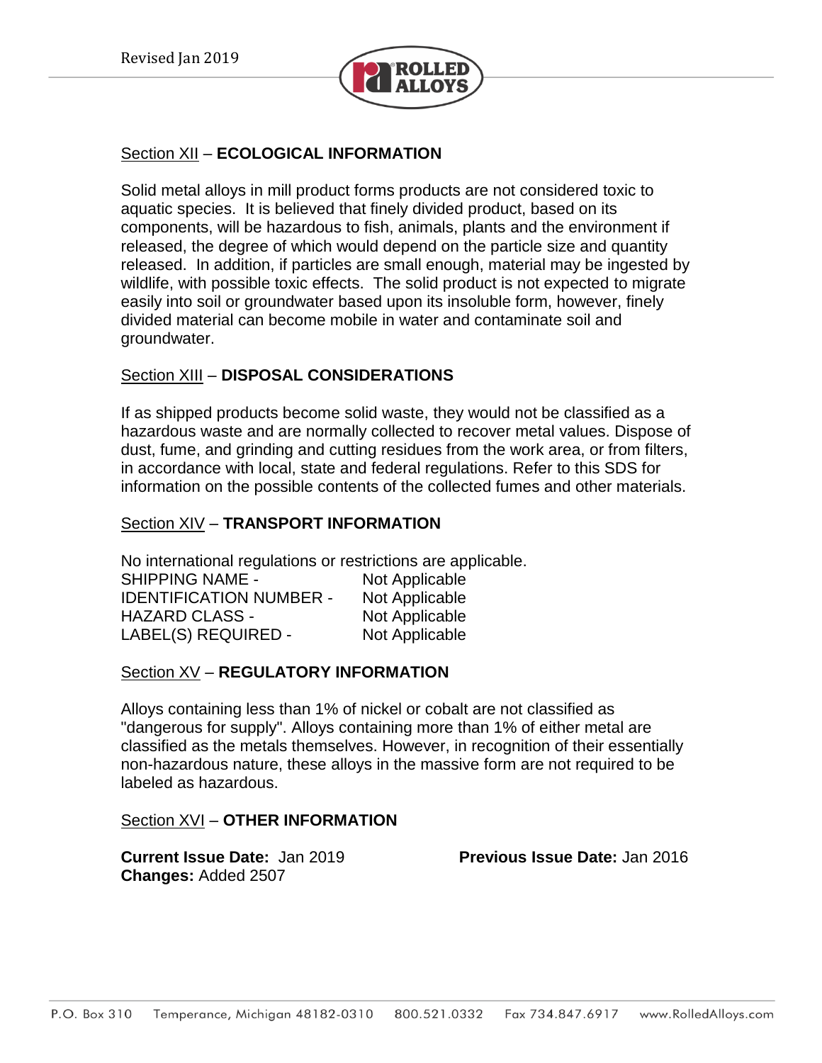## Section XII – ECOLOGICAL INFORMATION

Solid metal alloys in mill product forms products are not considered toxic to aquatic species. It is believed that finely divided product, based on its components, will be hazardous to fish, animals, plants and the environment if released, the degree of which would depend on the particle size and quantity released. In addition, if particles are small enough, material may be ingested by wildlife, with possible toxic effects. The solid product is not expected to migrate easily into soil or groundwater based upon its insoluble form, however, finely divided material can become mobile in water and contaminate soil and groundwater.

## Section XIII – DISPOSAL CONSIDERATIONS

If as shipped products become solid waste, they would not be classified as a hazardous waste and are normally collected to recover metal values. Dispose of dust, fume, and grinding and cutting residues from the work area, or from filters, in accordance with local, state and federal regulations. Refer to this SDS for information on the possible contents of the collected fumes and other materials.

## Section XIV – TRANSPORT INFORMATION

No international regulations or restrictions are applicable.

| | |
|---|---|
| SHIPPING NAME - | Not Applicable |
| IDENTIFICATION NUMBER - | Not Applicable |
| HAZARD CLASS - | Not Applicable |
| LABEL(S) REQUIRED - | Not Applicable |

## Section XV – REGULATORY INFORMATION

Alloys containing less than 1% of nickel or cobalt are not classified as "dangerous for supply". Alloys containing more than 1% of either metal are classified as the metals themselves. However, in recognition of their essentially non-hazardous nature, these alloys in the massive form are not required to be labeled as hazardous.

## Section XVI – OTHER INFORMATION

**Current Issue Date:** Jan 2019 **Previous Issue Date:** Jan 2016

**Changes:** Added 2507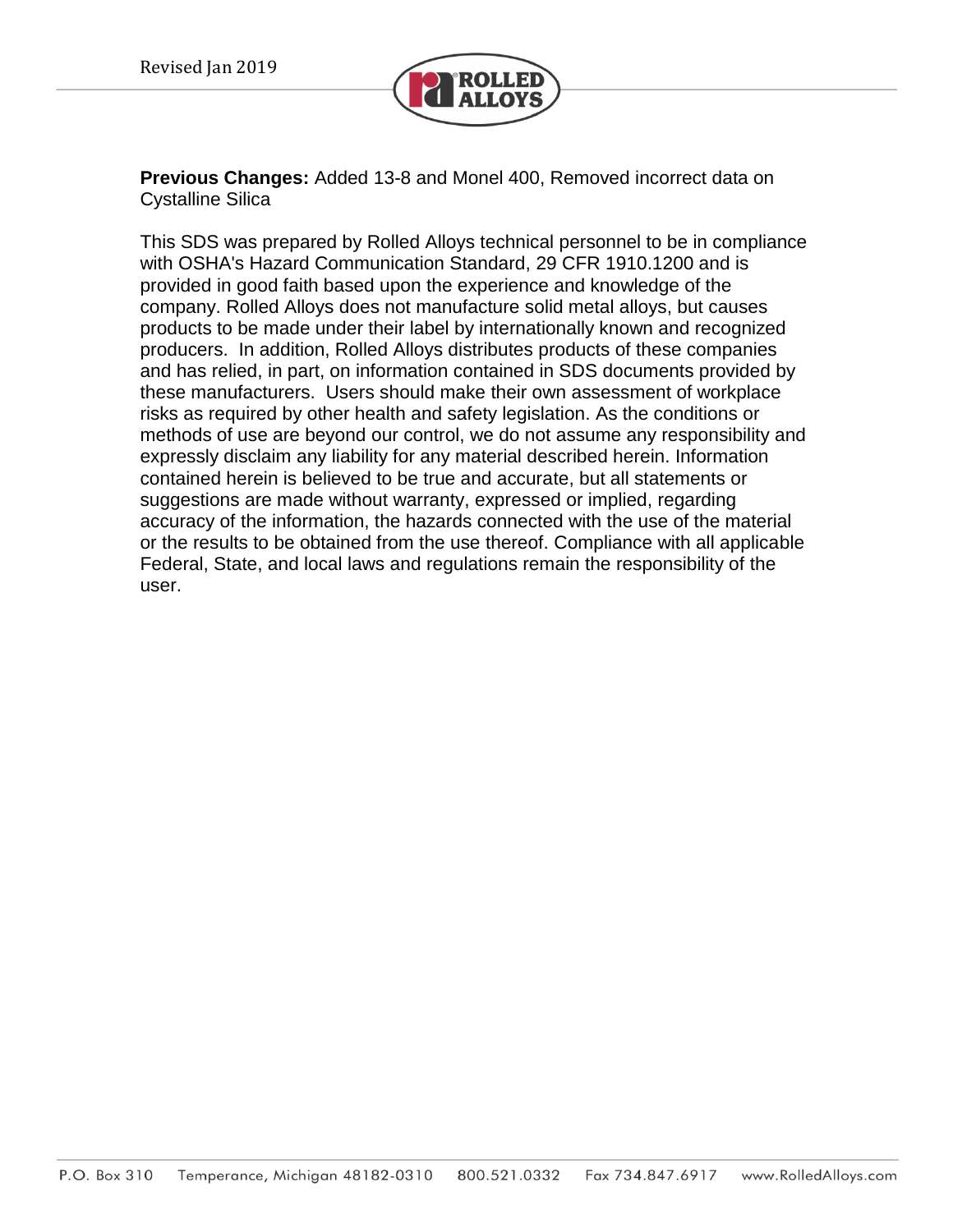**Previous Changes:** Added 13-8 and Monel 400, Removed incorrect data on Cystalline Silica

This SDS was prepared by Rolled Alloys technical personnel to be in compliance with OSHA's Hazard Communication Standard, 29 CFR 1910.1200 and is provided in good faith based upon the experience and knowledge of the company. Rolled Alloys does not manufacture solid metal alloys, but causes products to be made under their label by internationally known and recognized producers. In addition, Rolled Alloys distributes products of these companies and has relied, in part, on information contained in SDS documents provided by these manufacturers. Users should make their own assessment of workplace risks as required by other health and safety legislation. As the conditions or methods of use are beyond our control, we do not assume any responsibility and expressly disclaim any liability for any material described herein. Information contained herein is believed to be true and accurate, but all statements or suggestions are made without warranty, expressed or implied, regarding accuracy of the information, the hazards connected with the use of the material or the results to be obtained from the use thereof. Compliance with all applicable Federal, State, and local laws and regulations remain the responsibility of the user.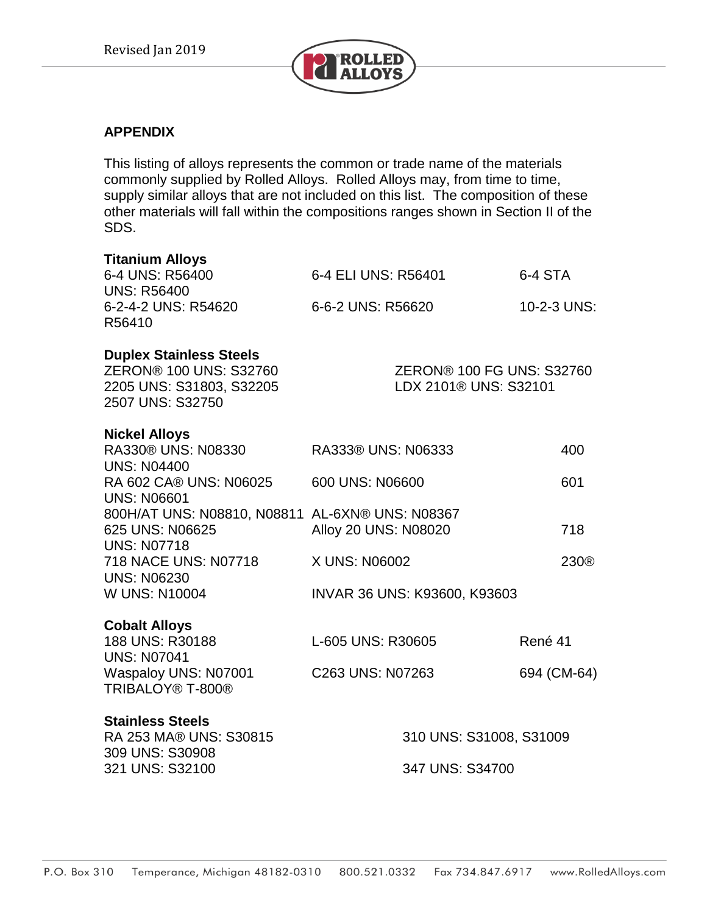## APPENDIX

This listing of alloys represents the common or trade name of the materials commonly supplied by Rolled Alloys. Rolled Alloys may, from time to time, supply similar alloys that are not included on this list. The composition of these other materials will fall within the compositions ranges shown in Section II of the SDS.

### Titanium Alloys

6-4 UNS: R56400
6-4 ELI UNS: R56401
6-4 STA UNS: R56400
6-2-4-2 UNS: R54620
6-6-2 UNS: R56620
10-2-3 UNS: R56410

### Duplex Stainless Steels

ZERON® 100 UNS: S32760
ZERON® 100 FG UNS: S32760
2205 UNS: S31803, S32205
LDX 2101® UNS: S32101
2507 UNS: S32750

### Nickel Alloys

RA330® UNS: N08330
RA333® UNS: N06333
400 UNS: N04400
RA 602 CA® UNS: N06025
600 UNS: N06600
601 UNS: N06601
800H/AT UNS: N08810, N08811
AL-6XN® UNS: N08367
625 UNS: N06625
Alloy 20 UNS: N08020
718 UNS: N07718
718 NACE UNS: N07718
X UNS: N06002
230® UNS: N06230
W UNS: N10004
INVAR 36 UNS: K93600, K93603

### Cobalt Alloys

188 UNS: R30188
L-605 UNS: R30605
René 41 UNS: N07041
Waspaloy UNS: N07001
C263 UNS: N07263
694 (CM-64) TRIBALOY® T-800®

### Stainless Steels

RA 253 MA® UNS: S30815
310 UNS: S31008, S31009
309 UNS: S30908
321 UNS: S32100
347 UNS: S34700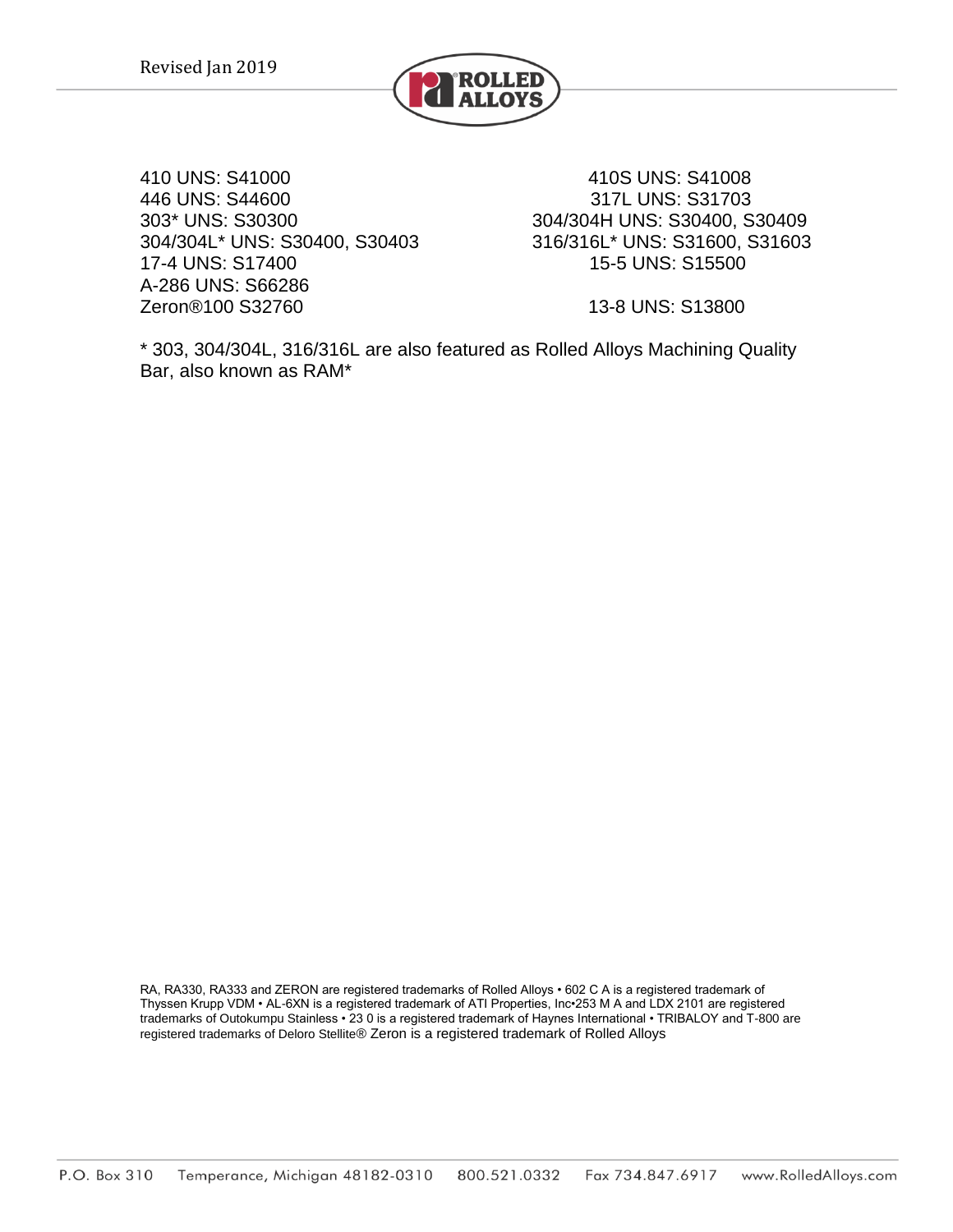410 UNS: S41000

410S UNS: S41008

446 UNS: S44600

317L UNS: S31703

303* UNS: S30300

304/304H UNS: S30400, S30409

304/304L* UNS: S30400, S30403

316/316L* UNS: S31600, S31603

17-4 UNS: S17400

15-5 UNS: S15500

A-286 UNS: S66286

Zeron®100 S32760

13-8 UNS: S13800

* 303, 304/304L, 316/316L are also featured as Rolled Alloys Machining Quality Bar, also known as RAM*

RA, RA330, RA333 and ZERON are registered trademarks of Rolled Alloys • 602 C A is a registered trademark of Thyssen Krupp VDM • AL-6XN is a registered trademark of ATI Properties, Inc•253 M A and LDX 2101 are registered trademarks of Outokumpu Stainless • 23 0 is a registered trademark of Haynes International • TRIBALOY and T-800 are registered trademarks of Deloro Stellite® Zeron is a registered trademark of Rolled Alloys